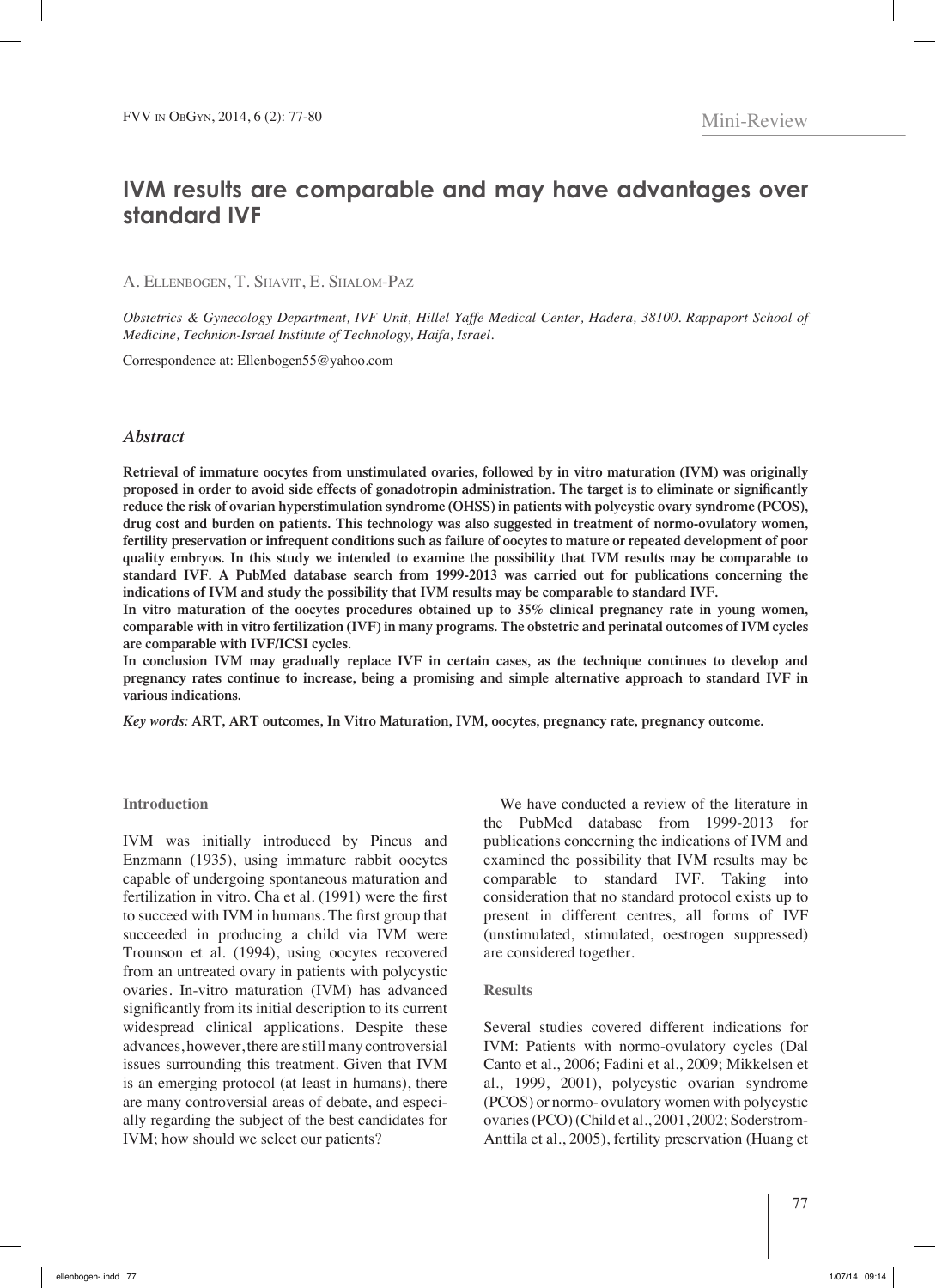Mini-Review

# IVM results are comparable and may have advantages over standard IVF

A. Ellenbogen, T. Shavit, E. Shalom-Paz

*Obstetrics & Gynecology Department, IVF Unit, Hillel Yaffe Medical Center, Hadera, 38100. Rappaport School of Medicine, Technion-Israel Institute of Technology, Haifa, Israel.*

Correspondence at: Ellenbogen55@yahoo.com

## *Abstract*

**Retrieval of immature oocytes from unstimulated ovaries, followed by in vitro maturation (IVM) was originally proposed in order to avoid side effects of gonadotropin administration. The target is to eliminate or significantly reduce the risk of ovarian hyperstimulation syndrome (OHSS) in patients with polycystic ovary syndrome (PCOS), drug cost and burden on patients. This technology was also suggested in treatment of normo-ovulatory women, fertility preservation or infrequent conditions such as failure of oocytes to mature or repeated development of poor quality embryos. In this study we intended to examine the possibility that IVM results may be comparable to standard IVF. A PubMed database search from 1999-2013 was carried out for publications concerning the indications of IVM and study the possibility that IVM results may be comparable to standard IVF.**

**In vitro maturation of the oocytes procedures obtained up to 35% clinical pregnancy rate in young women, comparable with in vitro fertilization (IVF) in many programs. The obstetric and perinatal outcomes of IVM cycles are comparable with IVF/ICSI cycles.**

**In conclusion IVM may gradually replace IVF in certain cases, as the technique continues to develop and pregnancy rates continue to increase, being a promising and simple alternative approach to standard IVF in various indications.**

*Key words:* **ART, ART outcomes, In Vitro Maturation, IVM, oocytes, pregnancy rate, pregnancy outcome.**

### Introduction

IVM was initially introduced by Pincus and Enzmann (1935), using immature rabbit oocytes capable of undergoing spontaneous maturation and fertilization in vitro. Cha et al. (1991) were the first to succeed with IVM in humans. The first group that succeeded in producing a child via IVM were Trounson et al. (1994), using oocytes recovered from an untreated ovary in patients with polycystic ovaries. In-vitro maturation (IVM) has advanced significantly from its initial description to its current widespread clinical applications. Despite these advances, however, there are still many controversial issues surrounding this treatment. Given that IVM is an emerging protocol (at least in humans), there are many controversial areas of debate, and especially regarding the subject of the best candidates for IVM; how should we select our patients?

We have conducted a review of the literature in the PubMed database from 1999-2013 for publications concerning the indications of IVM and examined the possibility that IVM results may be comparable to standard IVF. Taking into consideration that no standard protocol exists up to present in different centres, all forms of IVF (unstimulated, stimulated, oestrogen suppressed) are considered together.

### Results

Several studies covered different indications for IVM: Patients with normo-ovulatory cycles (Dal Canto et al., 2006; Fadini et al., 2009; Mikkelsen et al., 1999, 2001), polycystic ovarian syndrome (PCOS) or normo- ovulatory women with polycystic ovaries (PCO) (Child et al., 2001, 2002; Soderstrom-Anttila et al., 2005), fertility preservation (Huang et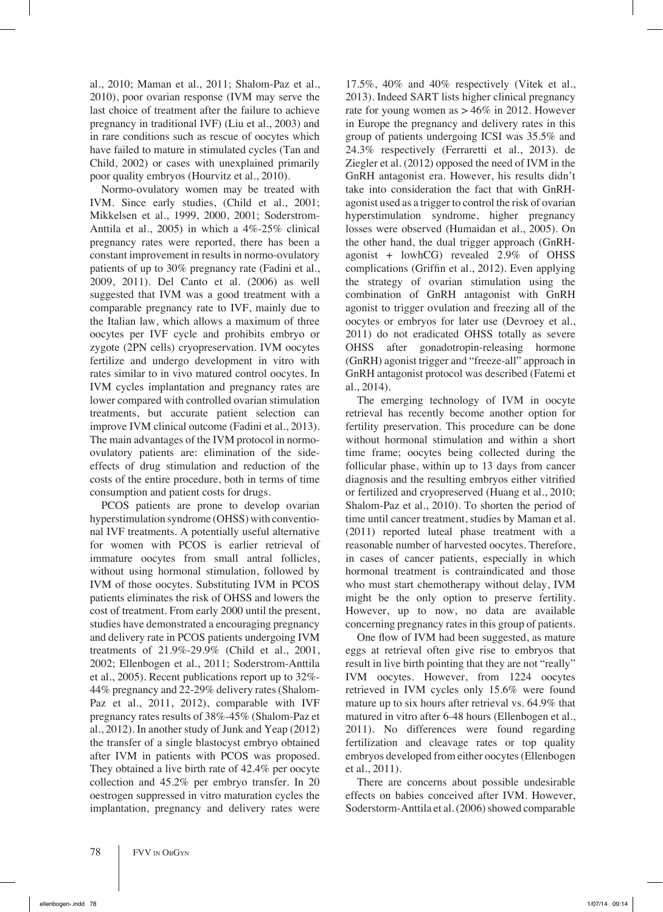al., 2010; Maman et al., 2011; Shalom-Paz et al., 2010), poor ovarian response (IVM may serve the last choice of treatment after the failure to achieve pregnancy in traditional IVF) (Liu et al., 2003) and in rare conditions such as rescue of oocytes which have failed to mature in stimulated cycles (Tan and Child, 2002) or cases with unexplained primarily poor quality embryos (Hourvitz et al., 2010).

Normo-ovulatory women may be treated with IVM. Since early studies, (Child et al., 2001; Mikkelsen et al., 1999, 2000, 2001; Soderstrom-Anttila et al., 2005) in which a 4%-25% clinical pregnancy rates were reported, there has been a constant improvement in results in normo-ovulatory patients of up to 30% pregnancy rate (Fadini et al., 2009, 2011). Del Canto et al. (2006) as well suggested that IVM was a good treatment with a comparable pregnancy rate to IVF, mainly due to the Italian law, which allows a maximum of three oocytes per IVF cycle and prohibits embryo or zygote (2PN cells) cryopreservation. IVM oocytes fertilize and undergo development in vitro with rates similar to in vivo matured control oocytes. In IVM cycles implantation and pregnancy rates are lower compared with controlled ovarian stimulation treatments, but accurate patient selection can improve IVM clinical outcome (Fadini et al., 2013). The main advantages of the IVM protocol in normo-ovulatory patients are: elimination of the side-effects of drug stimulation and reduction of the costs of the entire procedure, both in terms of time consumption and patient costs for drugs.

PCOS patients are prone to develop ovarian hyperstimulation syndrome (OHSS) with conventional IVF treatments. A potentially useful alternative for women with PCOS is earlier retrieval of immature oocytes from small antral follicles, without using hormonal stimulation, followed by IVM of those oocytes. Substituting IVM in PCOS patients eliminates the risk of OHSS and lowers the cost of treatment. From early 2000 until the present, studies have demonstrated a encouraging pregnancy and delivery rate in PCOS patients undergoing IVM treatments of 21.9%-29.9% (Child et al., 2001, 2002; Ellenbogen et al., 2011; Soderstrom-Anttila et al., 2005). Recent publications report up to 32%-44% pregnancy and 22-29% delivery rates (Shalom-Paz et al., 2011, 2012), comparable with IVF pregnancy rates results of 38%-45% (Shalom-Paz et al., 2012). In another study of Junk and Yeap (2012) the transfer of a single blastocyst embryo obtained after IVM in patients with PCOS was proposed. They obtained a live birth rate of 42.4% per oocyte collection and 45.2% per embryo transfer. In 20 oestrogen suppressed in vitro maturation cycles the implantation, pregnancy and delivery rates were 17.5%, 40% and 40% respectively (Vitek et al., 2013). Indeed SART lists higher clinical pregnancy rate for young women as > 46% in 2012. However in Europe the pregnancy and delivery rates in this group of patients undergoing ICSI was 35.5% and 24.3% respectively (Ferraretti et al., 2013). de Ziegler et al. (2012) opposed the need of IVM in the GnRH antagonist era. However, his results didn't take into consideration the fact that with GnRH-agonist used as a trigger to control the risk of ovarian hyperstimulation syndrome, higher pregnancy losses were observed (Humaidan et al., 2005). On the other hand, the dual trigger approach (GnRH-agonist + lowhCG) revealed 2.9% of OHSS complications (Griffin et al., 2012). Even applying the strategy of ovarian stimulation using the combination of GnRH antagonist with GnRH agonist to trigger ovulation and freezing all of the oocytes or embryos for later use (Devroey et al., 2011) do not eradicated OHSS totally as severe OHSS after gonadotropin-releasing hormone (GnRH) agonist trigger and "freeze-all" approach in GnRH antagonist protocol was described (Fatemi et al., 2014).

The emerging technology of IVM in oocyte retrieval has recently become another option for fertility preservation. This procedure can be done without hormonal stimulation and within a short time frame; oocytes being collected during the follicular phase, within up to 13 days from cancer diagnosis and the resulting embryos either vitrified or fertilized and cryopreserved (Huang et al., 2010; Shalom-Paz et al., 2010). To shorten the period of time until cancer treatment, studies by Maman et al. (2011) reported luteal phase treatment with a reasonable number of harvested oocytes. Therefore, in cases of cancer patients, especially in which hormonal treatment is contraindicated and those who must start chemotherapy without delay, IVM might be the only option to preserve fertility. However, up to now, no data are available concerning pregnancy rates in this group of patients.

One flow of IVM had been suggested, as mature eggs at retrieval often give rise to embryos that result in live birth pointing that they are not "really" IVM oocytes. However, from 1224 oocytes retrieved in IVM cycles only 15.6% were found mature up to six hours after retrieval vs. 64.9% that matured in vitro after 6-48 hours (Ellenbogen et al., 2011). No differences were found regarding fertilization and cleavage rates or top quality embryos developed from either oocytes (Ellenbogen et al., 2011).

There are concerns about possible undesirable effects on babies conceived after IVM. However, Soderstorm-Anttila et al. (2006) showed comparable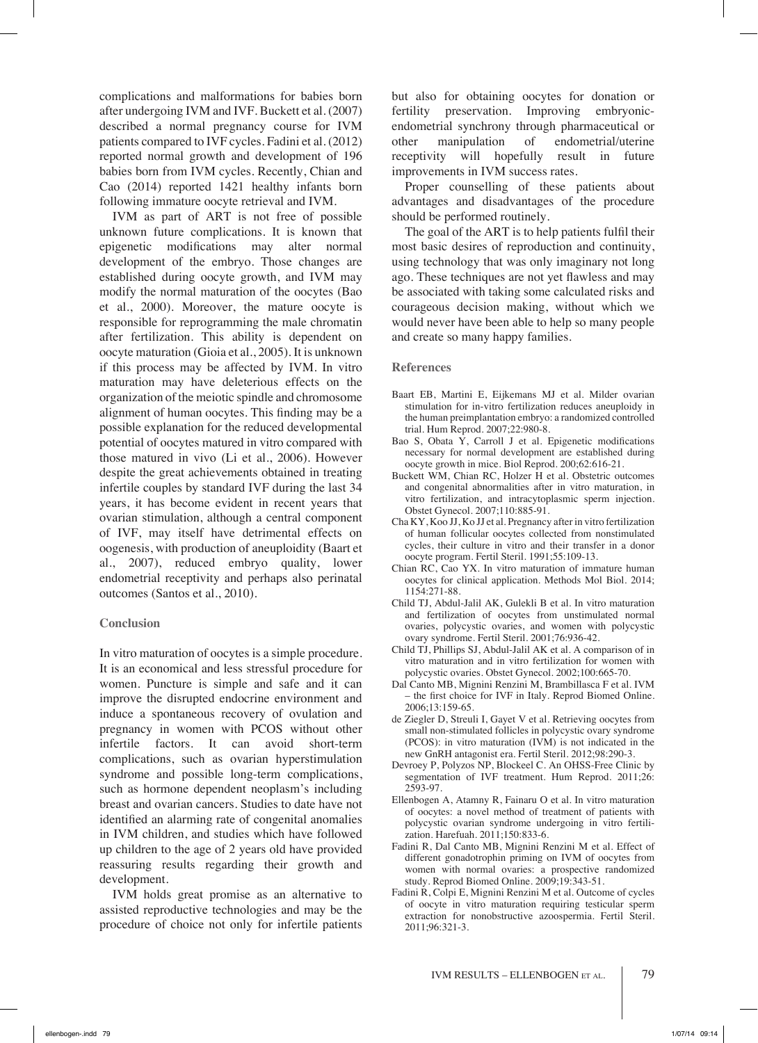complications and malformations for babies born after undergoing IVM and IVF. Buckett et al. (2007) described a normal pregnancy course for IVM patients compared to IVF cycles. Fadini et al. (2012) reported normal growth and development of 196 babies born from IVM cycles. Recently, Chian and Cao (2014) reported 1421 healthy infants born following immature oocyte retrieval and IVM.

IVM as part of ART is not free of possible unknown future complications. It is known that epigenetic modifications may alter normal development of the embryo. Those changes are established during oocyte growth, and IVM may modify the normal maturation of the oocytes (Bao et al., 2000). Moreover, the mature oocyte is responsible for reprogramming the male chromatin after fertilization. This ability is dependent on oocyte maturation (Gioia et al., 2005). It is unknown if this process may be affected by IVM. In vitro maturation may have deleterious effects on the organization of the meiotic spindle and chromosome alignment of human oocytes. This finding may be a possible explanation for the reduced developmental potential of oocytes matured in vitro compared with those matured in vivo (Li et al., 2006). However despite the great achievements obtained in treating infertile couples by standard IVF during the last 34 years, it has become evident in recent years that ovarian stimulation, although a central component of IVF, may itself have detrimental effects on oogenesis, with production of aneuploidity (Baart et al., 2007), reduced embryo quality, lower endometrial receptivity and perhaps also perinatal outcomes (Santos et al., 2010).

## Conclusion

In vitro maturation of oocytes is a simple procedure. It is an economical and less stressful procedure for women. Puncture is simple and safe and it can improve the disrupted endocrine environment and induce a spontaneous recovery of ovulation and pregnancy in women with PCOS without other infertile factors. It can avoid short-term complications, such as ovarian hyperstimulation syndrome and possible long-term complications, such as hormone dependent neoplasm's including breast and ovarian cancers. Studies to date have not identified an alarming rate of congenital anomalies in IVM children, and studies which have followed up children to the age of 2 years old have provided reassuring results regarding their growth and development.

IVM holds great promise as an alternative to assisted reproductive technologies and may be the procedure of choice not only for infertile patients but also for obtaining oocytes for donation or fertility preservation. Improving embryonic-endometrial synchrony through pharmaceutical or other manipulation of endometrial/uterine receptivity will hopefully result in future improvements in IVM success rates.

Proper counselling of these patients about advantages and disadvantages of the procedure should be performed routinely.

The goal of the ART is to help patients fulfil their most basic desires of reproduction and continuity, using technology that was only imaginary not long ago. These techniques are not yet flawless and may be associated with taking some calculated risks and courageous decision making, without which we would never have been able to help so many people and create so many happy families.

## References

- Baart EB, Martini E, Eijkemans MJ et al. Milder ovarian stimulation for in-vitro fertilization reduces aneuploidy in the human preimplantation embryo: a randomized controlled trial. Hum Reprod. 2007;22:980-8.
- Bao S, Obata Y, Carroll J et al. Epigenetic modifications necessary for normal development are established during oocyte growth in mice. Biol Reprod. 200;62:616-21.
- Buckett WM, Chian RC, Holzer H et al. Obstetric outcomes and congenital abnormalities after in vitro maturation, in vitro fertilization, and intracytoplasmic sperm injection. Obstet Gynecol. 2007;110:885-91.
- Cha KY, Koo JJ, Ko JJ et al. Pregnancy after in vitro fertilization of human follicular oocytes collected from nonstimulated cycles, their culture in vitro and their transfer in a donor oocyte program. Fertil Steril. 1991;55:109-13.
- Chian RC, Cao YX. In vitro maturation of immature human oocytes for clinical application. Methods Mol Biol. 2014; 1154:271-88.
- Child TJ, Abdul-Jalil AK, Gulekli B et al. In vitro maturation and fertilization of oocytes from unstimulated normal ovaries, polycystic ovaries, and women with polycystic ovary syndrome. Fertil Steril. 2001;76:936-42.
- Child TJ, Phillips SJ, Abdul-Jalil AK et al. A comparison of in vitro maturation and in vitro fertilization for women with polycystic ovaries. Obstet Gynecol. 2002;100:665-70.
- Dal Canto MB, Mignini Renzini M, Brambillasca F et al. IVM – the first choice for IVF in Italy. Reprod Biomed Online. 2006;13:159-65.
- de Ziegler D, Streuli I, Gayet V et al. Retrieving oocytes from small non-stimulated follicles in polycystic ovary syndrome (PCOS): in vitro maturation (IVM) is not indicated in the new GnRH antagonist era. Fertil Steril. 2012;98:290-3.
- Devroey P, Polyzos NP, Blockeel C. An OHSS-Free Clinic by segmentation of IVF treatment. Hum Reprod. 2011;26: 2593-97.
- Ellenbogen A, Atamny R, Fainaru O et al. In vitro maturation of oocytes: a novel method of treatment of patients with polycystic ovarian syndrome undergoing in vitro fertilization. Harefuah. 2011;150:833-6.
- Fadini R, Dal Canto MB, Mignini Renzini M et al. Effect of different gonadotrophin priming on IVM of oocytes from women with normal ovaries: a prospective randomized study. Reprod Biomed Online. 2009;19:343-51.
- Fadini R, Colpi E, Mignini Renzini M et al. Outcome of cycles of oocyte in vitro maturation requiring testicular sperm extraction for nonobstructive azoospermia. Fertil Steril. 2011;96:321-3.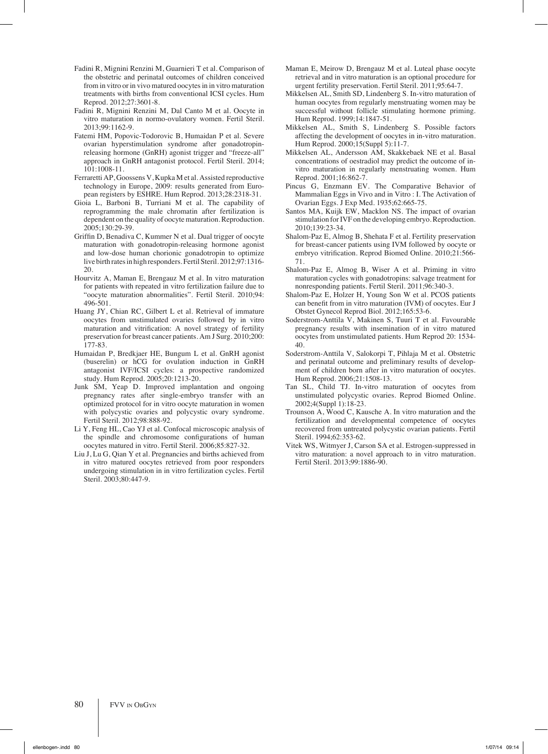Fadini R, Mignini Renzini M, Guarnieri T et al. Comparison of the obstetric and perinatal outcomes of children conceived from in vitro or in vivo matured oocytes in in vitro maturation treatments with births from conventional ICSI cycles. Hum Reprod. 2012;27:3601-8.

Fadini R, Mignini Renzini M, Dal Canto M et al. Oocyte in vitro maturation in normo-ovulatory women. Fertil Steril. 2013;99:1162-9.

Fatemi HM, Popovic-Todorovic B, Humaidan P et al. Severe ovarian hyperstimulation syndrome after gonadotropin-releasing hormone (GnRH) agonist trigger and "freeze-all" approach in GnRH antagonist protocol. Fertil Steril. 2014; 101:1008-11.

Ferraretti AP, Goossens V, Kupka M et al. Assisted reproductive technology in Europe, 2009: results generated from European registers by ESHRE. Hum Reprod. 2013;28:2318-31.

Gioia L, Barboni B, Turriani M et al. The capability of reprogramming the male chromatin after fertilization is dependent on the quality of oocyte maturation. Reproduction. 2005;130:29-39.

Griffin D, Benadiva C, Kummer N et al. Dual trigger of oocyte maturation with gonadotropin-releasing hormone agonist and low-dose human chorionic gonadotropin to optimize live birth rates in high responders. Fertil Steril. 2012;97:1316-20.

Hourvitz A, Maman E, Brengauz M et al. In vitro maturation for patients with repeated in vitro fertilization failure due to "oocyte maturation abnormalities". Fertil Steril. 2010;94: 496-501.

Huang JY, Chian RC, Gilbert L et al. Retrieval of immature oocytes from unstimulated ovaries followed by in vitro maturation and vitrification: A novel strategy of fertility preservation for breast cancer patients. Am J Surg. 2010;200: 177-83.

Humaidan P, Bredkjaer HE, Bungum L et al. GnRH agonist (buserelin) or hCG for ovulation induction in GnRH antagonist IVF/ICSI cycles: a prospective randomized study. Hum Reprod. 2005;20:1213-20.

Junk SM, Yeap D. Improved implantation and ongoing pregnancy rates after single-embryo transfer with an optimized protocol for in vitro oocyte maturation in women with polycystic ovaries and polycystic ovary syndrome. Fertil Steril. 2012;98:888-92.

Li Y, Feng HL, Cao YJ et al. Confocal microscopic analysis of the spindle and chromosome configurations of human oocytes matured in vitro. Fertil Steril. 2006;85:827-32.

Liu J, Lu G, Qian Y et al. Pregnancies and births achieved from in vitro matured oocytes retrieved from poor responders undergoing stimulation in in vitro fertilization cycles. Fertil Steril. 2003;80:447-9.

Maman E, Meirow D, Brengauz M et al. Luteal phase oocyte retrieval and in vitro maturation is an optional procedure for urgent fertility preservation. Fertil Steril. 2011;95:64-7.

Mikkelsen AL, Smith SD, Lindenberg S. In-vitro maturation of human oocytes from regularly menstruating women may be successful without follicle stimulating hormone priming. Hum Reprod. 1999;14:1847-51.

Mikkelsen AL, Smith S, Lindenberg S. Possible factors affecting the development of oocytes in in-vitro maturation. Hum Reprod. 2000;15(Suppl 5):11-7.

Mikkelsen AL, Andersson AM, Skakkebaek NE et al. Basal concentrations of oestradiol may predict the outcome of in-vitro maturation in regularly menstruating women. Hum Reprod. 2001;16:862-7.

Pincus G, Enzmann EV. The Comparative Behavior of Mammalian Eggs in Vivo and in Vitro : I. The Activation of Ovarian Eggs. J Exp Med. 1935;62:665-75.

Santos MA, Kuijk EW, Macklon NS. The impact of ovarian stimulation for IVF on the developing embryo. Reproduction. 2010;139:23-34.

Shalom-Paz E, Almog B, Shehata F et al. Fertility preservation for breast-cancer patients using IVM followed by oocyte or embryo vitrification. Reprod Biomed Online. 2010;21:566-71.

Shalom-Paz E, Almog B, Wiser A et al. Priming in vitro maturation cycles with gonadotropins: salvage treatment for nonresponding patients. Fertil Steril. 2011;96:340-3.

Shalom-Paz E, Holzer H, Young Son W et al. PCOS patients can benefit from in vitro maturation (IVM) of oocytes. Eur J Obstet Gynecol Reprod Biol. 2012;165:53-6.

Soderstrom-Anttila V, Makinen S, Tuuri T et al. Favourable pregnancy results with insemination of in vitro matured oocytes from unstimulated patients. Hum Reprod 20: 1534-40.

Soderstrom-Anttila V, Salokorpi T, Pihlaja M et al. Obstetric and perinatal outcome and preliminary results of development of children born after in vitro maturation of oocytes. Hum Reprod. 2006;21:1508-13.

Tan SL, Child TJ. In-vitro maturation of oocytes from unstimulated polycystic ovaries. Reprod Biomed Online. 2002;4(Suppl 1):18-23.

Trounson A, Wood C, Kausche A. In vitro maturation and the fertilization and developmental competence of oocytes recovered from untreated polycystic ovarian patients. Fertil Steril. 1994;62:353-62.

Vitek WS, Witmyer J, Carson SA et al. Estrogen-suppressed in vitro maturation: a novel approach to in vitro maturation. Fertil Steril. 2013;99:1886-90.